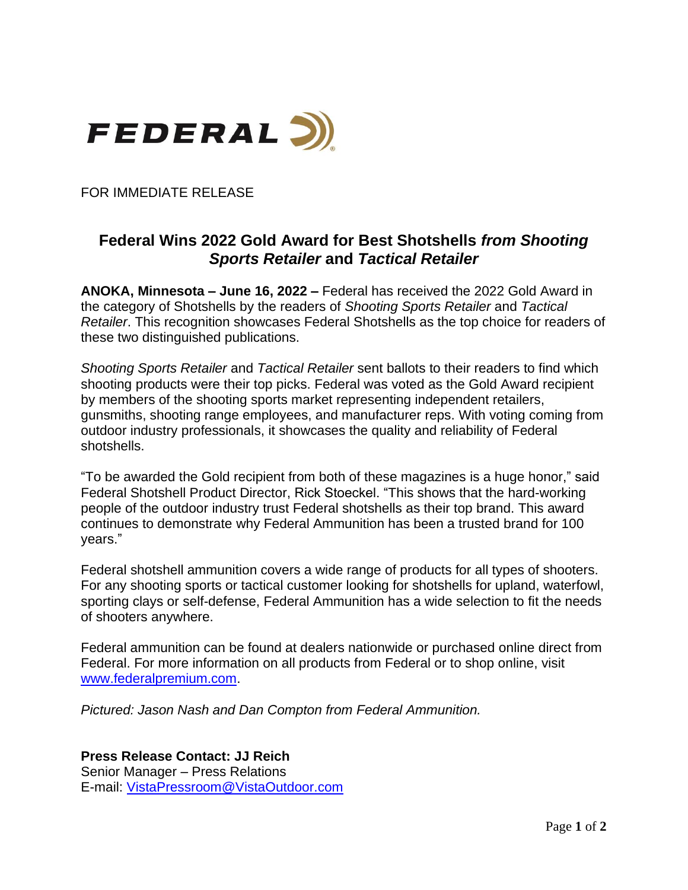FEDERAL

FOR IMMEDIATE RELEASE

# Federal Wins 2022 Gold Award for Best Shotshells *from Shooting Sports Retailer* and *Tactical Retailer*

**ANOKA, Minnesota – June 16, 2022 –** Federal has received the 2022 Gold Award in the category of Shotshells by the readers of *Shooting Sports Retailer* and *Tactical Retailer*. This recognition showcases Federal Shotshells as the top choice for readers of these two distinguished publications.

*Shooting Sports Retailer* and *Tactical Retailer* sent ballots to their readers to find which shooting products were their top picks. Federal was voted as the Gold Award recipient by members of the shooting sports market representing independent retailers, gunsmiths, shooting range employees, and manufacturer reps. With voting coming from outdoor industry professionals, it showcases the quality and reliability of Federal shotshells.

"To be awarded the Gold recipient from both of these magazines is a huge honor," said Federal Shotshell Product Director, Rick Stoeckel. "This shows that the hard-working people of the outdoor industry trust Federal shotshells as their top brand. This award continues to demonstrate why Federal Ammunition has been a trusted brand for 100 years."

Federal shotshell ammunition covers a wide range of products for all types of shooters. For any shooting sports or tactical customer looking for shotshells for upland, waterfowl, sporting clays or self-defense, Federal Ammunition has a wide selection to fit the needs of shooters anywhere.

Federal ammunition can be found at dealers nationwide or purchased online direct from Federal. For more information on all products from Federal or to shop online, visit [www.federalpremium.com](http://www.federalpremium.com).

*Pictured: Jason Nash and Dan Compton from Federal Ammunition.*

**Press Release Contact: JJ Reich**
Senior Manager – Press Relations
E-mail: [VistaPressroom@VistaOutdoor.com](mailto:VistaPressroom@VistaOutdoor.com)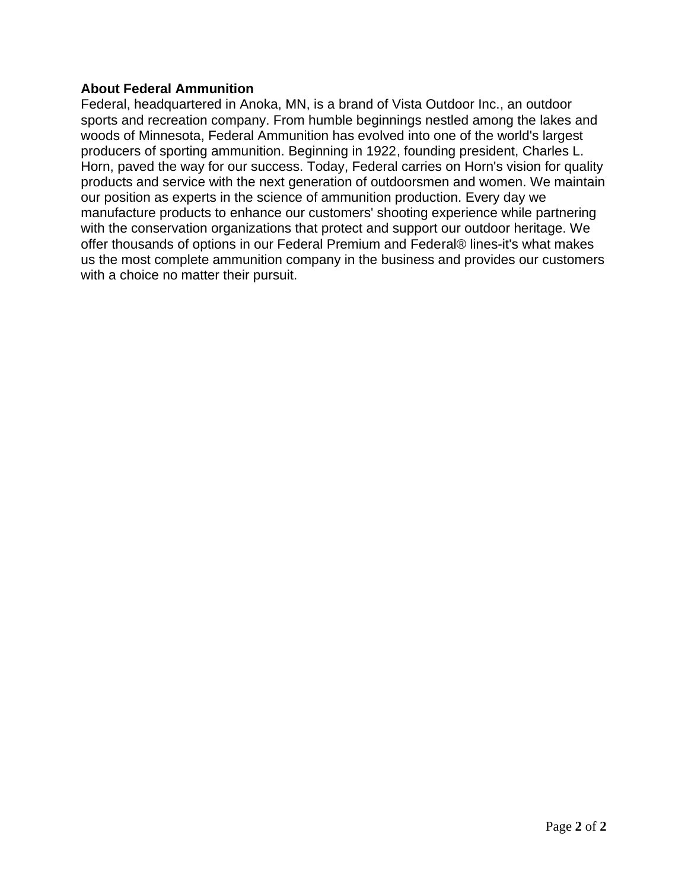**About Federal Ammunition**

Federal, headquartered in Anoka, MN, is a brand of Vista Outdoor Inc., an outdoor sports and recreation company. From humble beginnings nestled among the lakes and woods of Minnesota, Federal Ammunition has evolved into one of the world's largest producers of sporting ammunition. Beginning in 1922, founding president, Charles L. Horn, paved the way for our success. Today, Federal carries on Horn's vision for quality products and service with the next generation of outdoorsmen and women. We maintain our position as experts in the science of ammunition production. Every day we manufacture products to enhance our customers' shooting experience while partnering with the conservation organizations that protect and support our outdoor heritage. We offer thousands of options in our Federal Premium and Federal® lines-it's what makes us the most complete ammunition company in the business and provides our customers with a choice no matter their pursuit.